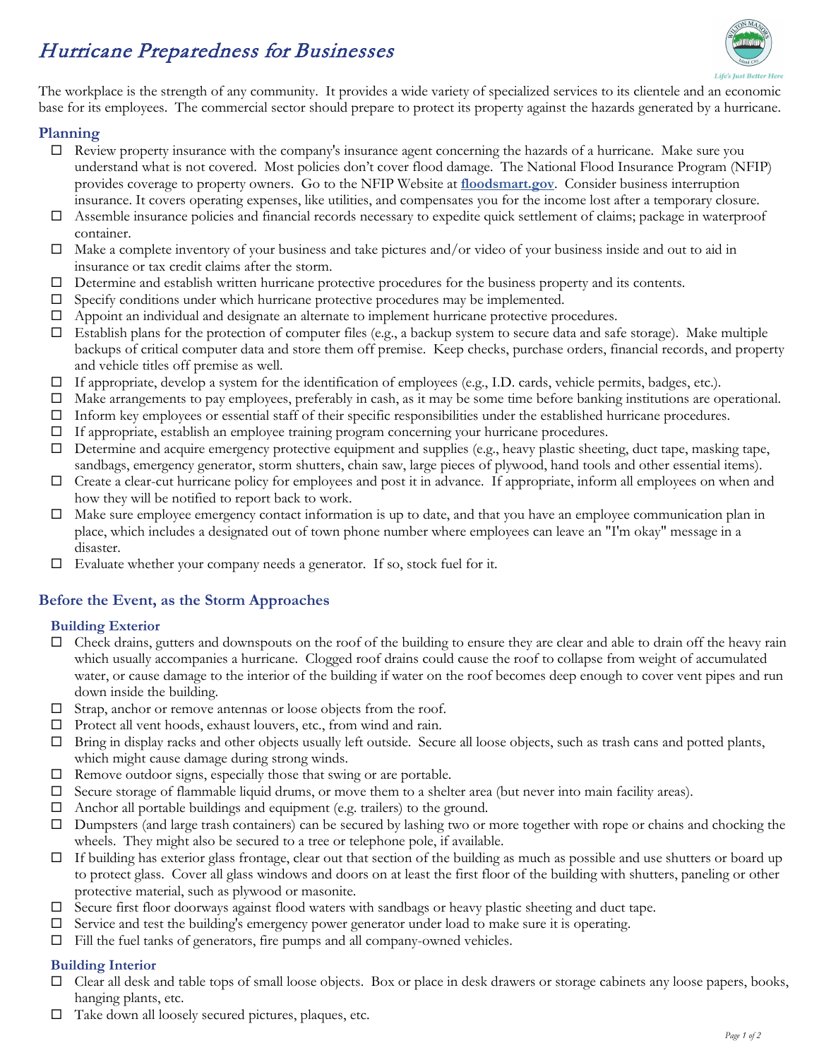# *Hurricane Preparedness for Businesses*

The workplace is the strength of any community. It provides a wide variety of specialized services to its clientele and an economic base for its employees. The commercial sector should prepare to protect its property against the hazards generated by a hurricane.

## Planning

- ☐ Review property insurance with the company's insurance agent concerning the hazards of a hurricane. Make sure you understand what is not covered. Most policies don't cover flood damage. The National Flood Insurance Program (NFIP) provides coverage to property owners. Go to the NFIP Website at **floodsmart.gov**. Consider business interruption insurance. It covers operating expenses, like utilities, and compensates you for the income lost after a temporary closure.
- ☐ Assemble insurance policies and financial records necessary to expedite quick settlement of claims; package in waterproof container.
- ☐ Make a complete inventory of your business and take pictures and/or video of your business inside and out to aid in insurance or tax credit claims after the storm.
- ☐ Determine and establish written hurricane protective procedures for the business property and its contents.
- ☐ Specify conditions under which hurricane protective procedures may be implemented.
- ☐ Appoint an individual and designate an alternate to implement hurricane protective procedures.
- ☐ Establish plans for the protection of computer files (e.g., a backup system to secure data and safe storage). Make multiple backups of critical computer data and store them off premise. Keep checks, purchase orders, financial records, and property and vehicle titles off premise as well.
- ☐ If appropriate, develop a system for the identification of employees (e.g., I.D. cards, vehicle permits, badges, etc.).
- ☐ Make arrangements to pay employees, preferably in cash, as it may be some time before banking institutions are operational.
- ☐ Inform key employees or essential staff of their specific responsibilities under the established hurricane procedures.
- ☐ If appropriate, establish an employee training program concerning your hurricane procedures.
- ☐ Determine and acquire emergency protective equipment and supplies (e.g., heavy plastic sheeting, duct tape, masking tape, sandbags, emergency generator, storm shutters, chain saw, large pieces of plywood, hand tools and other essential items).
- ☐ Create a clear-cut hurricane policy for employees and post it in advance. If appropriate, inform all employees on when and how they will be notified to report back to work.
- ☐ Make sure employee emergency contact information is up to date, and that you have an employee communication plan in place, which includes a designated out of town phone number where employees can leave an "I'm okay" message in a disaster.
- ☐ Evaluate whether your company needs a generator. If so, stock fuel for it.

## Before the Event, as the Storm Approaches

### Building Exterior

- ☐ Check drains, gutters and downspouts on the roof of the building to ensure they are clear and able to drain off the heavy rain which usually accompanies a hurricane. Clogged roof drains could cause the roof to collapse from weight of accumulated water, or cause damage to the interior of the building if water on the roof becomes deep enough to cover vent pipes and run down inside the building.
- ☐ Strap, anchor or remove antennas or loose objects from the roof.
- ☐ Protect all vent hoods, exhaust louvers, etc., from wind and rain.
- ☐ Bring in display racks and other objects usually left outside. Secure all loose objects, such as trash cans and potted plants, which might cause damage during strong winds.
- ☐ Remove outdoor signs, especially those that swing or are portable.
- ☐ Secure storage of flammable liquid drums, or move them to a shelter area (but never into main facility areas).
- ☐ Anchor all portable buildings and equipment (e.g. trailers) to the ground.
- ☐ Dumpsters (and large trash containers) can be secured by lashing two or more together with rope or chains and chocking the wheels. They might also be secured to a tree or telephone pole, if available.
- ☐ If building has exterior glass frontage, clear out that section of the building as much as possible and use shutters or board up to protect glass. Cover all glass windows and doors on at least the first floor of the building with shutters, paneling or other protective material, such as plywood or masonite.
- ☐ Secure first floor doorways against flood waters with sandbags or heavy plastic sheeting and duct tape.
- ☐ Service and test the building's emergency power generator under load to make sure it is operating.
- ☐ Fill the fuel tanks of generators, fire pumps and all company-owned vehicles.

### Building Interior

- ☐ Clear all desk and table tops of small loose objects. Box or place in desk drawers or storage cabinets any loose papers, books, hanging plants, etc.
- ☐ Take down all loosely secured pictures, plaques, etc.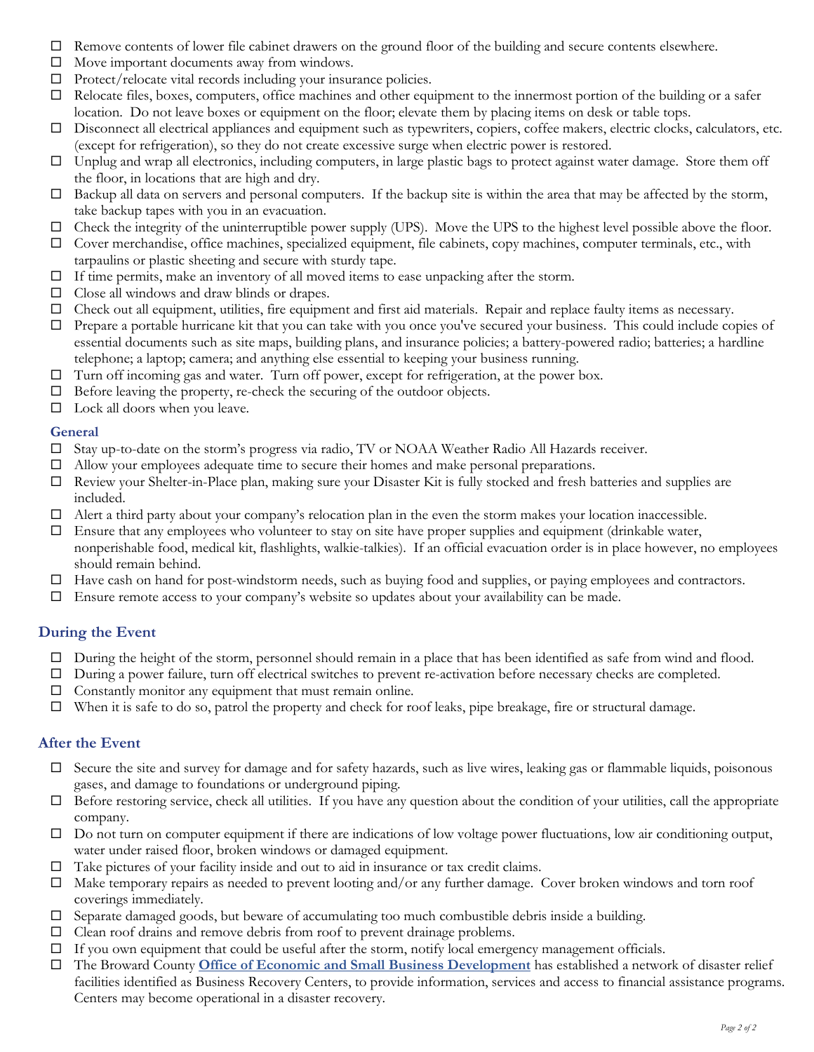- ☐ Remove contents of lower file cabinet drawers on the ground floor of the building and secure contents elsewhere.
- ☐ Move important documents away from windows.
- ☐ Protect/relocate vital records including your insurance policies.
- ☐ Relocate files, boxes, computers, office machines and other equipment to the innermost portion of the building or a safer location. Do not leave boxes or equipment on the floor; elevate them by placing items on desk or table tops.
- ☐ Disconnect all electrical appliances and equipment such as typewriters, copiers, coffee makers, electric clocks, calculators, etc. (except for refrigeration), so they do not create excessive surge when electric power is restored.
- ☐ Unplug and wrap all electronics, including computers, in large plastic bags to protect against water damage. Store them off the floor, in locations that are high and dry.
- ☐ Backup all data on servers and personal computers. If the backup site is within the area that may be affected by the storm, take backup tapes with you in an evacuation.
- ☐ Check the integrity of the uninterruptible power supply (UPS). Move the UPS to the highest level possible above the floor.
- ☐ Cover merchandise, office machines, specialized equipment, file cabinets, copy machines, computer terminals, etc., with tarpaulins or plastic sheeting and secure with sturdy tape.
- ☐ If time permits, make an inventory of all moved items to ease unpacking after the storm.
- ☐ Close all windows and draw blinds or drapes.
- ☐ Check out all equipment, utilities, fire equipment and first aid materials. Repair and replace faulty items as necessary.
- ☐ Prepare a portable hurricane kit that you can take with you once you've secured your business. This could include copies of essential documents such as site maps, building plans, and insurance policies; a battery-powered radio; batteries; a hardline telephone; a laptop; camera; and anything else essential to keeping your business running.
- ☐ Turn off incoming gas and water. Turn off power, except for refrigeration, at the power box.
- ☐ Before leaving the property, re-check the securing of the outdoor objects.
- ☐ Lock all doors when you leave.

### General

- ☐ Stay up-to-date on the storm's progress via radio, TV or NOAA Weather Radio All Hazards receiver.
- ☐ Allow your employees adequate time to secure their homes and make personal preparations.
- ☐ Review your Shelter-in-Place plan, making sure your Disaster Kit is fully stocked and fresh batteries and supplies are included.
- ☐ Alert a third party about your company's relocation plan in the even the storm makes your location inaccessible.
- ☐ Ensure that any employees who volunteer to stay on site have proper supplies and equipment (drinkable water, nonperishable food, medical kit, flashlights, walkie-talkies). If an official evacuation order is in place however, no employees should remain behind.
- ☐ Have cash on hand for post-windstorm needs, such as buying food and supplies, or paying employees and contractors.
- ☐ Ensure remote access to your company's website so updates about your availability can be made.

## During the Event

- ☐ During the height of the storm, personnel should remain in a place that has been identified as safe from wind and flood.
- ☐ During a power failure, turn off electrical switches to prevent re-activation before necessary checks are completed.
- ☐ Constantly monitor any equipment that must remain online.
- ☐ When it is safe to do so, patrol the property and check for roof leaks, pipe breakage, fire or structural damage.

## After the Event

- ☐ Secure the site and survey for damage and for safety hazards, such as live wires, leaking gas or flammable liquids, poisonous gases, and damage to foundations or underground piping.
- ☐ Before restoring service, check all utilities. If you have any question about the condition of your utilities, call the appropriate company.
- ☐ Do not turn on computer equipment if there are indications of low voltage power fluctuations, low air conditioning output, water under raised floor, broken windows or damaged equipment.
- ☐ Take pictures of your facility inside and out to aid in insurance or tax credit claims.
- ☐ Make temporary repairs as needed to prevent looting and/or any further damage. Cover broken windows and torn roof coverings immediately.
- ☐ Separate damaged goods, but beware of accumulating too much combustible debris inside a building.
- ☐ Clean roof drains and remove debris from roof to prevent drainage problems.
- ☐ If you own equipment that could be useful after the storm, notify local emergency management officials.
- ☐ The Broward County **Office of Economic and Small Business Development** has established a network of disaster relief facilities identified as Business Recovery Centers, to provide information, services and access to financial assistance programs. Centers may become operational in a disaster recovery.